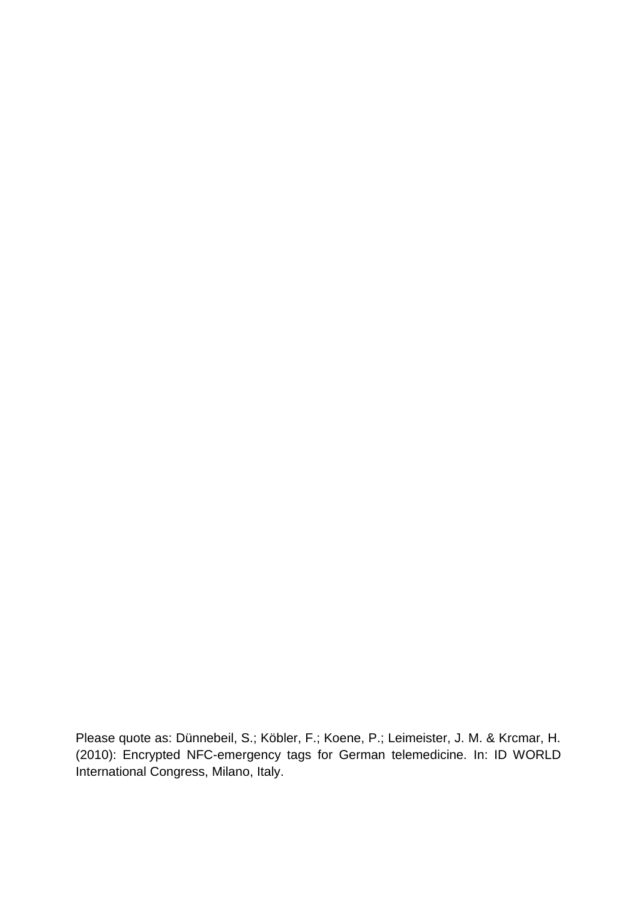Please quote as: Dünnebeil, S.; Köbler, F.; Koene, P.; Leimeister, J. M. & Krcmar, H. (2010): Encrypted NFC-emergency tags for German telemedicine. In: ID WORLD International Congress, Milano, Italy.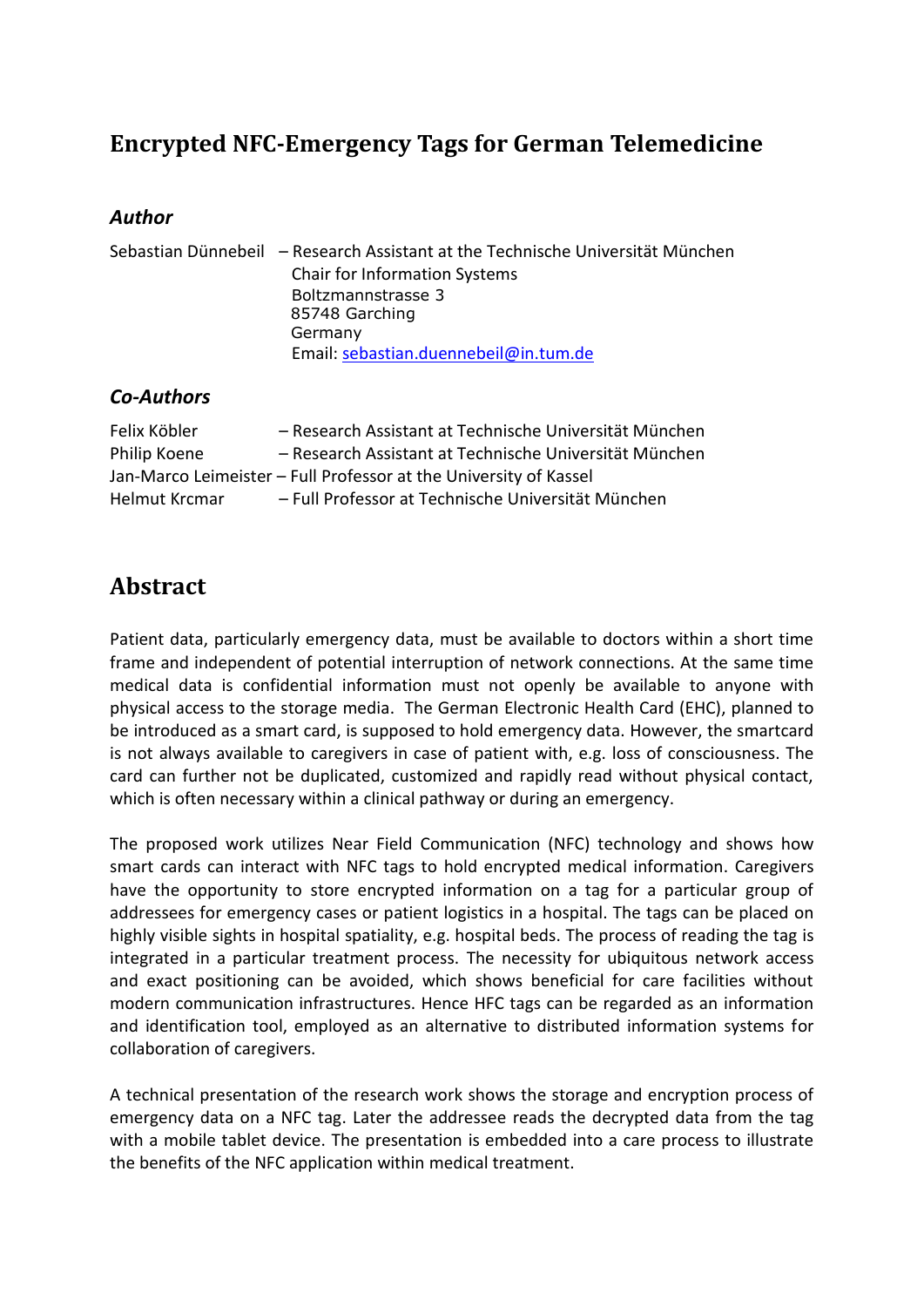# Encrypted NFC-Emergency Tags for German Telemedicine

### *Author*

Sebastian Dünnebeil – Research Assistant at the Technische Universität München
Chair for Information Systems
Boltzmannstrasse 3
85748 Garching
Germany
Email: sebastian.duennebeil@in.tum.de

### *Co-Authors*

Felix Köbler – Research Assistant at Technische Universität München
Philip Koene – Research Assistant at Technische Universität München
Jan-Marco Leimeister – Full Professor at the University of Kassel
Helmut Krcmar – Full Professor at Technische Universität München

## Abstract

Patient data, particularly emergency data, must be available to doctors within a short time frame and independent of potential interruption of network connections. At the same time medical data is confidential information must not openly be available to anyone with physical access to the storage media. The German Electronic Health Card (EHC), planned to be introduced as a smart card, is supposed to hold emergency data. However, the smartcard is not always available to caregivers in case of patient with, e.g. loss of consciousness. The card can further not be duplicated, customized and rapidly read without physical contact, which is often necessary within a clinical pathway or during an emergency.

The proposed work utilizes Near Field Communication (NFC) technology and shows how smart cards can interact with NFC tags to hold encrypted medical information. Caregivers have the opportunity to store encrypted information on a tag for a particular group of addressees for emergency cases or patient logistics in a hospital. The tags can be placed on highly visible sights in hospital spatiality, e.g. hospital beds. The process of reading the tag is integrated in a particular treatment process. The necessity for ubiquitous network access and exact positioning can be avoided, which shows beneficial for care facilities without modern communication infrastructures. Hence HFC tags can be regarded as an information and identification tool, employed as an alternative to distributed information systems for collaboration of caregivers.

A technical presentation of the research work shows the storage and encryption process of emergency data on a NFC tag. Later the addressee reads the decrypted data from the tag with a mobile tablet device. The presentation is embedded into a care process to illustrate the benefits of the NFC application within medical treatment.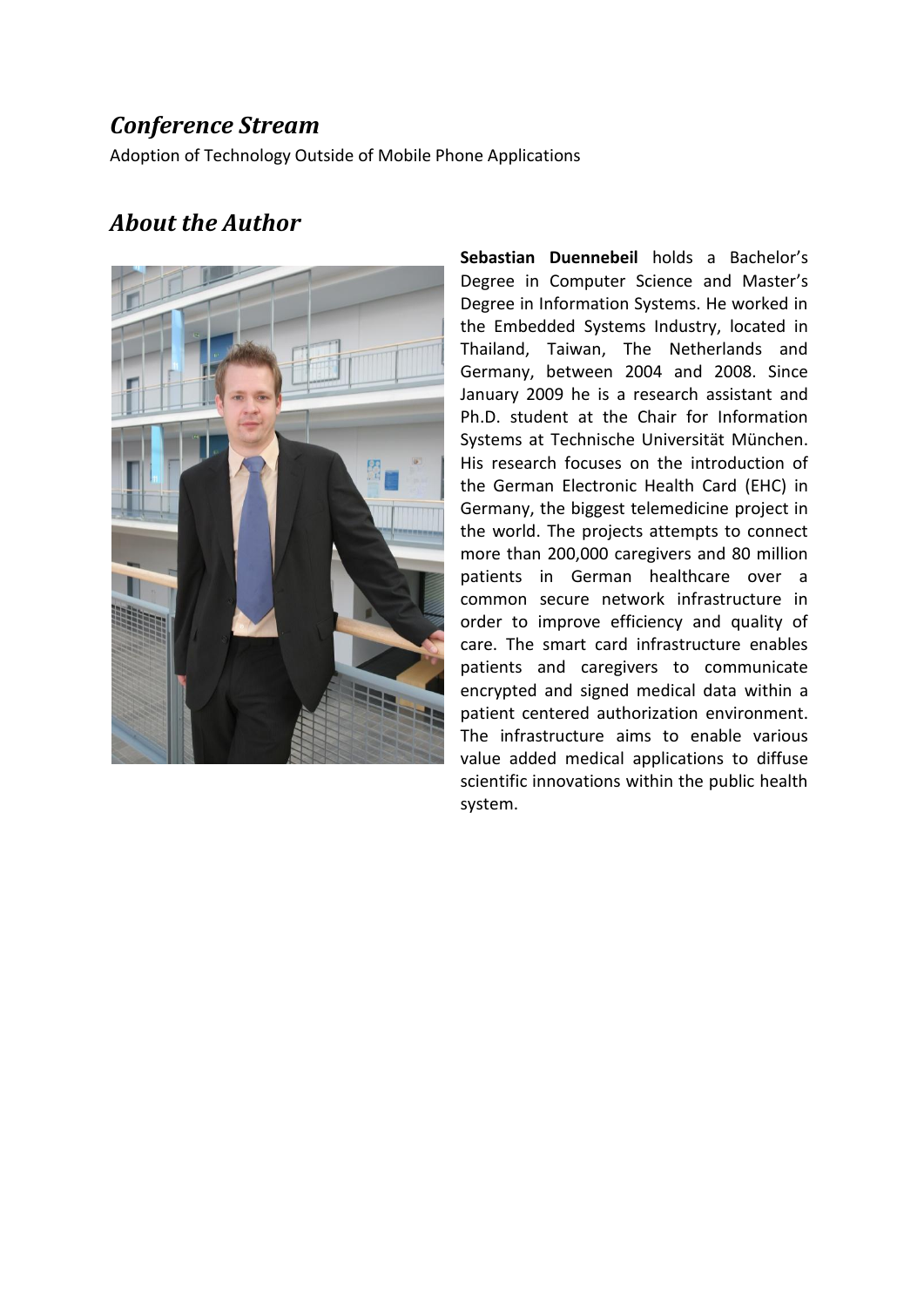## *Conference Stream*

Adoption of Technology Outside of Mobile Phone Applications

## *About the Author*

**Sebastian Duennebeil** holds a Bachelor's Degree in Computer Science and Master's Degree in Information Systems. He worked in the Embedded Systems Industry, located in Thailand, Taiwan, The Netherlands and Germany, between 2004 and 2008. Since January 2009 he is a research assistant and Ph.D. student at the Chair for Information Systems at Technische Universität München. His research focuses on the introduction of the German Electronic Health Card (EHC) in Germany, the biggest telemedicine project in the world. The projects attempts to connect more than 200,000 caregivers and 80 million patients in German healthcare over a common secure network infrastructure in order to improve efficiency and quality of care. The smart card infrastructure enables patients and caregivers to communicate encrypted and signed medical data within a patient centered authorization environment. The infrastructure aims to enable various value added medical applications to diffuse scientific innovations within the public health system.